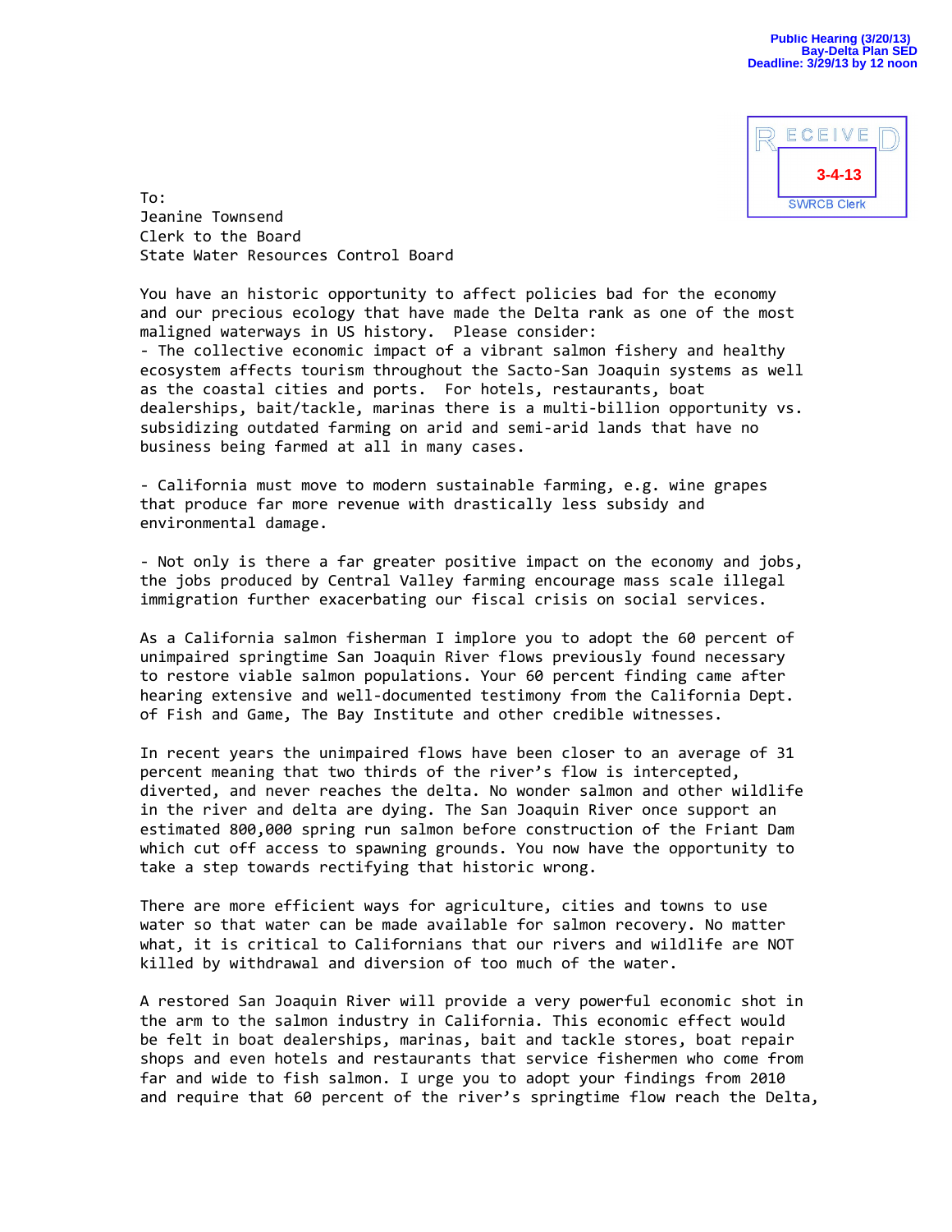Public Hearing (3/20/13)
Bay-Delta Plan SED
Deadline: 3/29/13 by 12 noon

RECEIVED
3-4-13
SWRCB Clerk

To:
Jeanine Townsend
Clerk to the Board
State Water Resources Control Board

You have an historic opportunity to affect policies bad for the economy and our precious ecology that have made the Delta rank as one of the most maligned waterways in US history.  Please consider:

- The collective economic impact of a vibrant salmon fishery and healthy ecosystem affects tourism throughout the Sacto-San Joaquin systems as well as the coastal cities and ports.  For hotels, restaurants, boat dealerships, bait/tackle, marinas there is a multi-billion opportunity vs. subsidizing outdated farming on arid and semi-arid lands that have no business being farmed at all in many cases.

- California must move to modern sustainable farming, e.g. wine grapes that produce far more revenue with drastically less subsidy and environmental damage.

- Not only is there a far greater positive impact on the economy and jobs, the jobs produced by Central Valley farming encourage mass scale illegal immigration further exacerbating our fiscal crisis on social services.

As a California salmon fisherman I implore you to adopt the 60 percent of unimpaired springtime San Joaquin River flows previously found necessary to restore viable salmon populations. Your 60 percent finding came after hearing extensive and well-documented testimony from the California Dept. of Fish and Game, The Bay Institute and other credible witnesses.

In recent years the unimpaired flows have been closer to an average of 31 percent meaning that two thirds of the river's flow is intercepted, diverted, and never reaches the delta. No wonder salmon and other wildlife in the river and delta are dying. The San Joaquin River once support an estimated 800,000 spring run salmon before construction of the Friant Dam which cut off access to spawning grounds. You now have the opportunity to take a step towards rectifying that historic wrong.

There are more efficient ways for agriculture, cities and towns to use water so that water can be made available for salmon recovery. No matter what, it is critical to Californians that our rivers and wildlife are NOT killed by withdrawal and diversion of too much of the water.

A restored San Joaquin River will provide a very powerful economic shot in the arm to the salmon industry in California. This economic effect would be felt in boat dealerships, marinas, bait and tackle stores, boat repair shops and even hotels and restaurants that service fishermen who come from far and wide to fish salmon. I urge you to adopt your findings from 2010 and require that 60 percent of the river's springtime flow reach the Delta,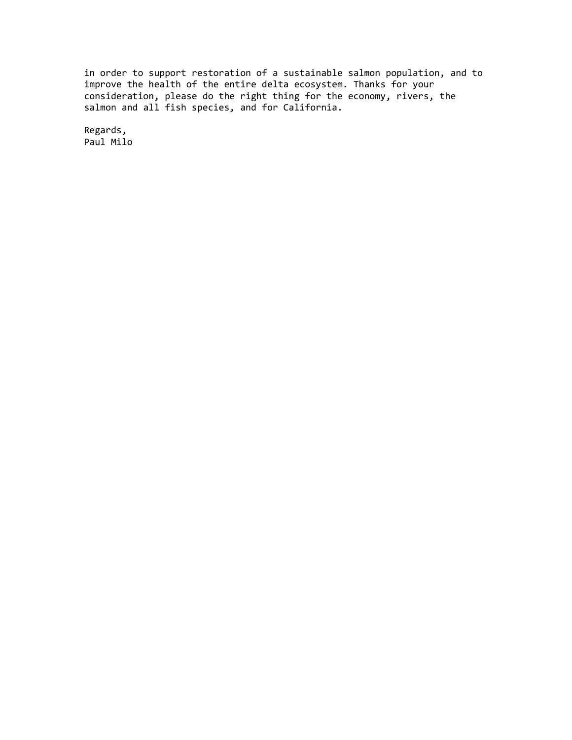in order to support restoration of a sustainable salmon population, and to improve the health of the entire delta ecosystem. Thanks for your consideration, please do the right thing for the economy, rivers, the salmon and all fish species, and for California.

Regards,
Paul Milo